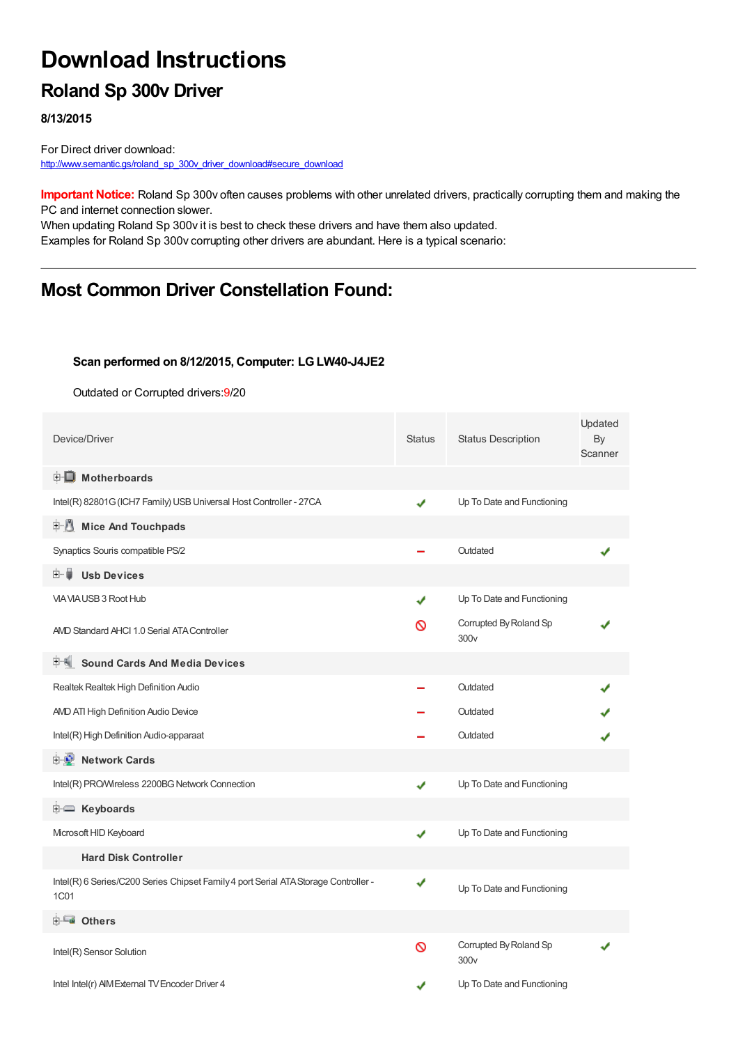# Download Instructions

## Roland Sp 300v Driver

**8/13/2015**

For Direct driver download:
http://www.semantic.gs/roland_sp_300v_driver_download#secure_download

**Important Notice:** Roland Sp 300v often causes problems with other unrelated drivers, practically corrupting them and making the PC and internet connection slower.
When updating Roland Sp 300v it is best to check these drivers and have them also updated.
Examples for Roland Sp 300v corrupting other drivers are abundant. Here is a typical scenario:

---

## Most Common Driver Constellation Found:

**Scan performed on 8/12/2015, Computer: LG LW40-J4JE2**

Outdated or Corrupted drivers:9/20

| Device/Driver | Status | Status Description | Updated By Scanner |
|---|---|---|---|
| **Motherboards** | | | |
| Intel(R) 82801G (ICH7 Family) USB Universal Host Controller - 27CA | ✔ | Up To Date and Functioning | |
| **Mice And Touchpads** | | | |
| Synaptics Souris compatible PS/2 | – | Outdated | ✔ |
| **Usb Devices** | | | |
| VIA VIA USB 3 Root Hub | ✔ | Up To Date and Functioning | |
| AMD Standard AHCI 1.0 Serial ATA Controller | ⊘ | Corrupted By Roland Sp 300v | ✔ |
| **Sound Cards And Media Devices** | | | |
| Realtek Realtek High Definition Audio | – | Outdated | ✔ |
| AMD ATI High Definition Audio Device | – | Outdated | ✔ |
| Intel(R) High Definition Audio-apparaat | – | Outdated | ✔ |
| **Network Cards** | | | |
| Intel(R) PRO/Wireless 2200BG Network Connection | ✔ | Up To Date and Functioning | |
| **Keyboards** | | | |
| Microsoft HID Keyboard | ✔ | Up To Date and Functioning | |
| **Hard Disk Controller** | | | |
| Intel(R) 6 Series/C200 Series Chipset Family 4 port Serial ATA Storage Controller - 1C01 | ✔ | Up To Date and Functioning | |
| **Others** | | | |
| Intel(R) Sensor Solution | ⊘ | Corrupted By Roland Sp 300v | ✔ |
| Intel Intel(r) AIM External TV Encoder Driver 4 | ✔ | Up To Date and Functioning | |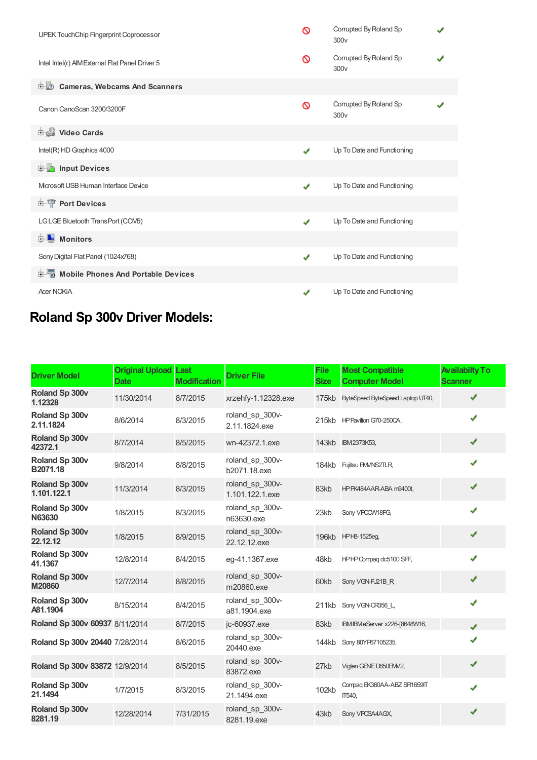| | | | |
|---|---|---|---|
| UPEK TouchChip Fingerprint Coprocessor | 🚫 | Corrupted By Roland Sp 300v | ✔ |
| Intel Intel(r) AIM External Flat Panel Driver 5 | 🚫 | Corrupted By Roland Sp 300v | ✔ |
| **Cameras, Webcams And Scanners** | | | |
| Canon CanoScan 3200/3200F | 🚫 | Corrupted By Roland Sp 300v | ✔ |
| **Video Cards** | | | |
| Intel(R) HD Graphics 4000 | ✔ | Up To Date and Functioning | |
| **Input Devices** | | | |
| Microsoft USB Human Interface Device | ✔ | Up To Date and Functioning | |
| **Port Devices** | | | |
| LG LGE Bluetooth TransPort (COM5) | ✔ | Up To Date and Functioning | |
| **Monitors** | | | |
| Sony Digital Flat Panel (1024x768) | ✔ | Up To Date and Functioning | |
| **Mobile Phones And Portable Devices** | | | |
| Acer NOKIA | ✔ | Up To Date and Functioning | |

## Roland Sp 300v Driver Models:

| Driver Model | Original Upload Date | Last Modification | Driver File | File Size | Most Compatible Computer Model | Availabilty To Scanner |
|---|---|---|---|---|---|---|
| **Roland Sp 300v 1.12328** | 11/30/2014 | 8/7/2015 | xrzehfy-1.12328.exe | 175kb | ByteSpeed ByteSpeed Laptop UT40, | ✔ |
| **Roland Sp 300v 2.11.1824** | 8/6/2014 | 8/3/2015 | roland_sp_300v-2.11.1824.exe | 215kb | HP Pavilion G70-250CA, | ✔ |
| **Roland Sp 300v 42372.1** | 8/7/2014 | 8/5/2015 | wn-42372.1.exe | 143kb | IBM 2373K53, | ✔ |
| **Roland Sp 300v B2071.18** | 9/8/2014 | 8/8/2015 | roland_sp_300v-b2071.18.exe | 184kb | Fujitsu FMVNS2TLR, | ✔ |
| **Roland Sp 300v 1.101.122.1** | 11/3/2014 | 8/3/2015 | roland_sp_300v-1.101.122.1.exe | 83kb | HP FK484AAR-ABA m9400t, | ✔ |
| **Roland Sp 300v N63630** | 1/8/2015 | 8/3/2015 | roland_sp_300v-n63630.exe | 23kb | Sony VPCCW18FG, | ✔ |
| **Roland Sp 300v 22.12.12** | 1/8/2015 | 8/9/2015 | roland_sp_300v-22.12.12.exe | 196kb | HP H8-1525eg, | ✔ |
| **Roland Sp 300v 41.1367** | 12/8/2014 | 8/4/2015 | eg-41.1367.exe | 48kb | HP HP Compaq dc5100 SFF, | ✔ |
| **Roland Sp 300v M20860** | 12/7/2014 | 8/8/2015 | roland_sp_300v-m20860.exe | 60kb | Sony VGN-FJ21B_R, | ✔ |
| **Roland Sp 300v A81.1904** | 8/15/2014 | 8/4/2015 | roland_sp_300v-a81.1904.exe | 211kb | Sony VGN-CR356_L, | ✔ |
| **Roland Sp 300v 60937** | 8/11/2014 | 8/7/2015 | jc-60937.exe | 83kb | IBM IBM eServer x226-[8648W16, | ✔ |
| **Roland Sp 300v 20440** | 7/28/2014 | 8/6/2015 | roland_sp_300v-20440.exe | 144kb | Sony 80YP67105235, | ✔ |
| **Roland Sp 300v 83872** | 12/9/2014 | 8/5/2015 | roland_sp_300v-83872.exe | 27kb | Viglen GENIE D850EMV2, | ✔ |
| **Roland Sp 300v 21.1494** | 1/7/2015 | 8/3/2015 | roland_sp_300v-21.1494.exe | 102kb | Compaq EK360AA-ABZ SR1659IT IT540, | ✔ |
| **Roland Sp 300v 8281.19** | 12/28/2014 | 7/31/2015 | roland_sp_300v-8281.19.exe | 43kb | Sony VPCSA4AGX, | ✔ |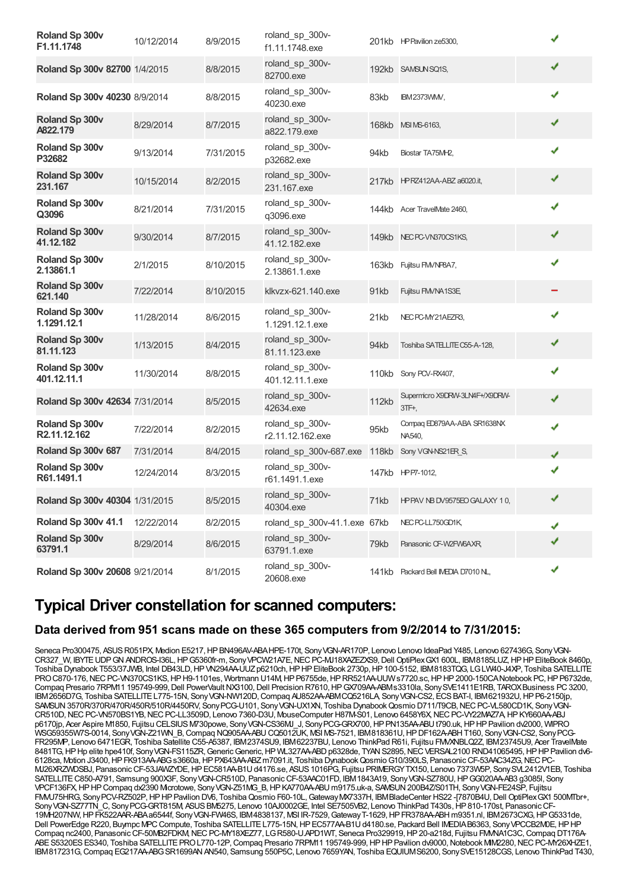| | | | | | | |
|---|---|---|---|---|---|---|
| **Roland Sp 300v F1.11.1748** | 10/12/2014 | 8/9/2015 | roland_sp_300v-f1.11.1748.exe | 201kb | HP Pavilion ze5300, | ✔ |
| **Roland Sp 300v 82700** | 1/4/2015 | 8/8/2015 | roland_sp_300v-82700.exe | 192kb | SAMSUN SQ1S, | ✔ |
| **Roland Sp 300v 40230** | 8/9/2014 | 8/8/2015 | roland_sp_300v-40230.exe | 83kb | IBM 2373WMV, | ✔ |
| **Roland Sp 300v A822.179** | 8/29/2014 | 8/7/2015 | roland_sp_300v-a822.179.exe | 168kb | MSI MS-6163, | ✔ |
| **Roland Sp 300v P32682** | 9/13/2014 | 7/31/2015 | roland_sp_300v-p32682.exe | 94kb | Biostar TA75MH2, | ✔ |
| **Roland Sp 300v 231.167** | 10/15/2014 | 8/2/2015 | roland_sp_300v-231.167.exe | 217kb | HP RZ412AA-ABZ a6020.it, | ✔ |
| **Roland Sp 300v Q3096** | 8/21/2014 | 7/31/2015 | roland_sp_300v-q3096.exe | 144kb | Acer TravelMate 2460, | ✔ |
| **Roland Sp 300v 41.12.182** | 9/30/2014 | 8/7/2015 | roland_sp_300v-41.12.182.exe | 149kb | NEC PC-VN370CS1KS, | ✔ |
| **Roland Sp 300v 2.13861.1** | 2/1/2015 | 8/10/2015 | roland_sp_300v-2.13861.1.exe | 163kb | Fujitsu FMVNP8A7, | ✔ |
| **Roland Sp 300v 621.140** | 7/22/2014 | 8/10/2015 | klkvzx-621.140.exe | 91kb | Fujitsu FMVNA1S3E, | – |
| **Roland Sp 300v 1.1291.12.1** | 11/28/2014 | 8/6/2015 | roland_sp_300v-1.1291.12.1.exe | 21kb | NEC PC-MY21AEZR3, | ✔ |
| **Roland Sp 300v 81.11.123** | 1/13/2015 | 8/4/2015 | roland_sp_300v-81.11.123.exe | 94kb | Toshiba SATELLITE C55-A-128, | ✔ |
| **Roland Sp 300v 401.12.11.1** | 11/30/2014 | 8/8/2015 | roland_sp_300v-401.12.11.1.exe | 110kb | Sony PCV-RX407, | ✔ |
| **Roland Sp 300v 42634** | 7/31/2014 | 8/5/2015 | roland_sp_300v-42634.exe | 112kb | Supermicro X9DRW-3LN4F+/X9DRW-3TF+, | ✔ |
| **Roland Sp 300v R2.11.12.162** | 7/22/2014 | 8/2/2015 | roland_sp_300v-r2.11.12.162.exe | 95kb | Compaq ED879AA-ABA SR1638NX NA540, | ✔ |
| **Roland Sp 300v 687** | 7/31/2014 | 8/4/2015 | roland_sp_300v-687.exe | 118kb | Sony VGN-NS21ER_S, | ✔ |
| **Roland Sp 300v R61.1491.1** | 12/24/2014 | 8/3/2015 | roland_sp_300v-r61.1491.1.exe | 147kb | HP P7-1012, | ✔ |
| **Roland Sp 300v 40304** | 1/31/2015 | 8/5/2015 | roland_sp_300v-40304.exe | 71kb | HP PAV NB DV9575EO GALAXY 1 0, | ✔ |
| **Roland Sp 300v 41.1** | 12/22/2014 | 8/2/2015 | roland_sp_300v-41.1.exe | 67kb | NEC PC-LL750GD1K, | ✔ |
| **Roland Sp 300v 63791.1** | 8/29/2014 | 8/6/2015 | roland_sp_300v-63791.1.exe | 79kb | Panasonic CF-W2FW6AXR, | ✔ |
| **Roland Sp 300v 20608** | 9/21/2014 | 8/1/2015 | roland_sp_300v-20608.exe | 141kb | Packard Bell IMEDIA D7010 NL, | ✔ |

## Typical Driver constellation for scanned computers:

### Data derived from 951 scans made on these 365 computers from 9/2/2014 to 7/31/2015:

Seneca Pro300475, ASUS R051PX, Medion E5217, HP BN496AV-ABA HPE-170t, Sony VGN-AR170P, Lenovo Lenovo IdeaPad Y485, Lenovo 627436G, Sony VGN-CR327_W, IBYTE UDP GN ANDROS-I36L, HP G5360fr-m, Sony VPCW21A7E, NEC PC-MJ18XAZEZXS9, Dell OptiPlex GX1 600L, IBM 8185LUZ, HP HP EliteBook 8460p, Toshiba Dynabook T553/37JWB, Intel DB43LD, HP VN294AA-UUZ p6210ch, HP HP EliteBook 2730p, HP 100-5152, IBM 8183TQG, LG LW40-J4XP, Toshiba SATELLITE PRO C870-176, NEC PC-VN370CS1KS, HP H9-1101es, Wortmann U14M, HP P6755de, HP RR521AA-UUW s7720.sc, HP HP 2000-150CA Notebook PC, HP P6732de, Compaq Presario 7RPM11 195749-999, Dell PowerVault NX3100, Dell Precision R7610, HP GX709AA-ABM s3310la, Sony SVE1411E1RB, TAROX Business PC 3200, IBM 2656D7G, Toshiba SATELLITE L775-15N, Sony VGN-NW120D, Compaq AU852AA-ABM CQ5216LA, Sony VGN-CS2, ECS BAT-I, IBM 621932U, HP P6-2150jp, SAMSUN 3570R/370R/470R/450R/510R/4450RV, Sony PCG-U101, Sony VGN-UX1XN, Toshiba Dynabook Qosmio D711/T9CB, NEC PC-VL580CD1K, Sony VGN-CR510D, NEC PC-VN570BS1YB, NEC PC-LL3509D, Lenovo 7360-D3U, MouseComputer H87M-S01, Lenovo 6458Y6X, NEC PC-VY22MAZ7A, HP KY660AA-ABJ p6170jp, Acer Aspire M1850, Fujitsu CELSIUS M730powe, Sony VGN-CS36MJ_J, Sony PCG-GRX700, HP PN135AA-ABU t790.uk, HP HP Pavilion dv2000, WIPRO WSG59355W7S-0014, Sony VGN-Z21WN_B, Compaq NQ905AA-ABU CQ5012UK, MSI MS-7521, IBM 818361U, HP DF162A-ABH T160, Sony VGN-CS2, Sony PCG-FR295MP, Lenovo 6471EGR, Toshiba Satellite C55-A5387, IBM 2374SU9, IBM 62237BU, Lenovo ThinkPad R61i, Fujitsu FMVXNBLQ2Z, IBM 23745U9, Acer TravelMate 8481TG, HP Hp elite hpe410f, Sony VGN-FS115ZR, Generic Generic, HP WL327AA-ABD p6328de, TYAN S2895, NEC VERSAL2100 RND41065495, HP HP Pavilion dv6-6128ca, Motion J3400, HP FK913AA-ABG s3660a, HP PX643AA-ABZ m7091.it, Toshiba Dynabook Qosmio G10/390LS, Panasonic CF-53AAC34ZG, NEC PC-MJ26XRZWDSBJ, Panasonic CF-53JAWZYDE, HP EC581AA-B1U d4176.se, ASUS 1016PG, Fujitsu PRIMERGY TX150, Lenovo 7373W5P, Sony SVL2412V1EB, Toshiba SATELLITE C850-A791, Samsung 900X3F, Sony VGN-CR510D, Panasonic CF-53AAC01FD, IBM 1843A19, Sony VGN-SZ780U, HP GG020AA-AB3 g3085l, Sony VPCF136FX, HP HP Compaq dx2390 Microtowe, Sony VGN-Z51MG_B, HP KA770AA-ABU m9175.uk-a, SAMSUN 200B4Z/S01TH, Sony VGN-FE24SP, Fujitsu FMVU75HRG, Sony PCV-RZ502P, HP HP Pavilion DV6, Toshiba Qosmio F60-10L, Gateway MX7337H, IBM BladeCenter HS22 -[7870B4U, Dell OptiPlex GX1 500MTbr+, Sony VGN-SZ77TN_C, Sony PCG-GRT815M, ASUS BM5275, Lenovo 10AJ0002GE, Intel SE7505VB2, Lenovo ThinkPad T430s, HP 810-170st, Panasonic CF-19MH207NW, HP FK522AAR-ABA a6544f, Sony VGN-FW46S, IBM 4838137, MSI IR-7529, Gateway T-1629, HP FR378AA-ABH m9351.nl, IBM 2673CXG, HP G5331de, Dell PowerEdge R220, Buympc MPC Compute, Toshiba SATELLITE L775-15N, HP EC577AA-B1U d4180.se, Packard Bell IMEDIA B6363, Sony VPCCB2M0E, HP HP Compaq nc2400, Panasonic CF-50MB2FDKM, NEC PC-MY18XEZ77, LG R580-U.APD1WT, Seneca Pro329919, HP 20-a218d, Fujitsu FMVNA1C3C, Compaq DT176A-ABE S5320ES ES340, Toshiba SATELLITE PRO L770-12P, Compaq Presario 7RPM11 195749-999, HP HP Pavilion dv9000, Notebook MIM2280, NEC PC-MY26XHZE1, IBM 817231G, Compaq EG217AA-ABG SR1699AN AN540, Samsung 550P5C, Lenovo 7659YAN, Toshiba EQUIUM S6200, Sony SVE15128CGS, Lenovo ThinkPad T430,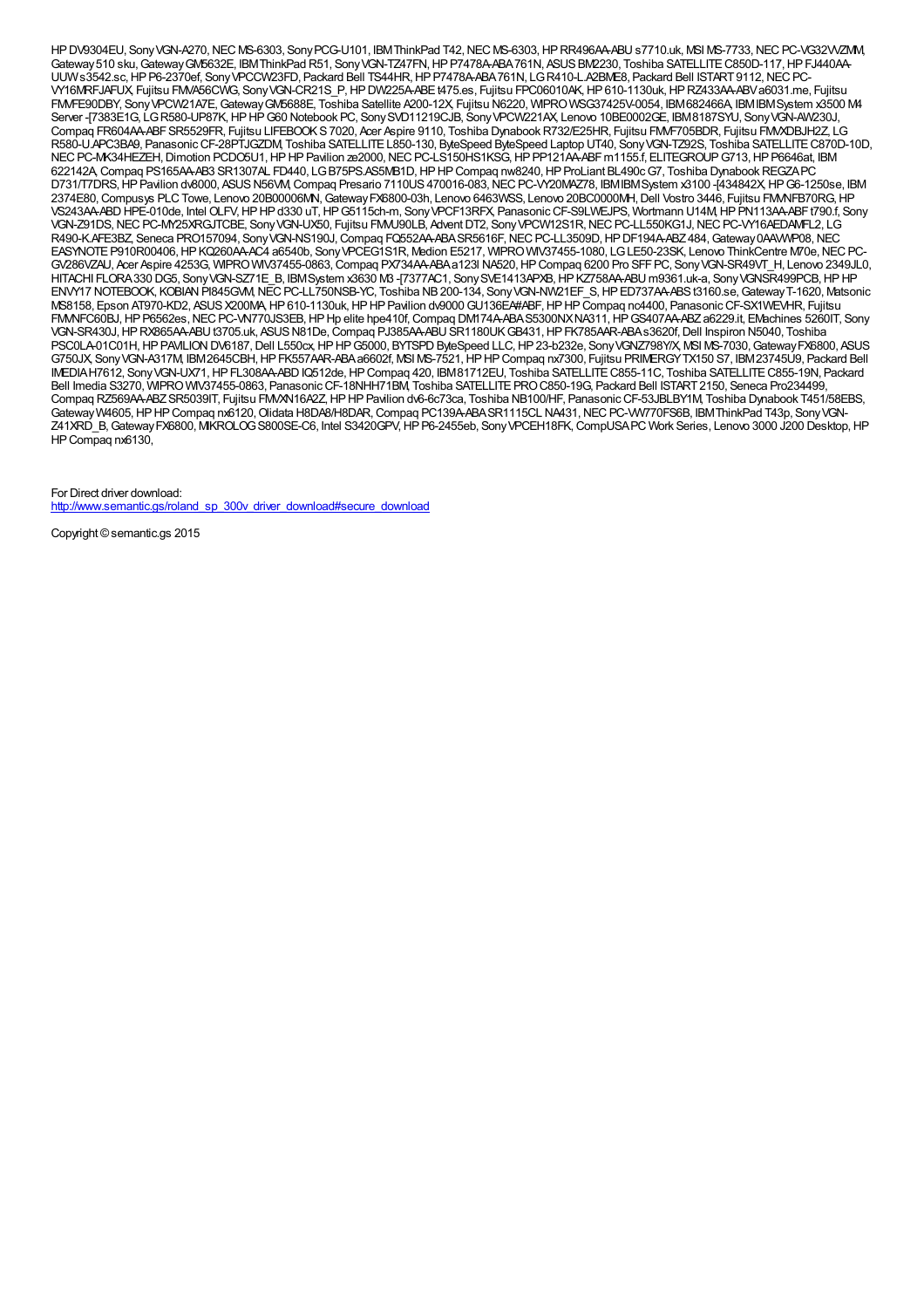HP DV9304EU, Sony VGN-A270, NEC MS-6303, Sony PCG-U101, IBM ThinkPad T42, NEC MS-6303, HP RR496AA-ABU s7710.uk, MSI MS-7733, NEC PC-VG32VVZMM, Gateway 510 sku, Gateway GM5632E, IBM ThinkPad R51, Sony VGN-TZ47FN, HP P7478A-ABA 761N, ASUS BM2230, Toshiba SATELLITE C850D-117, HP FJ440AA-UUW s3542.sc, HP P6-2370ef, Sony VPCCW23FD, Packard Bell TS44HR, HP P7478A-ABA 761N, LG R410-L.A2BME8, Packard Bell ISTART 9112, NEC PC-VY16MRFJAFUX, Fujitsu FMVA56CWG, Sony VGN-CR21S_P, HP DW225A-ABE t475.es, Fujitsu FPC06010AK, HP 610-1130uk, HP RZ433AA-ABV a6031.me, Fujitsu FMVFE90DBY, Sony VPCW21A7E, Gateway GM5688E, Toshiba Satellite A200-12X, Fujitsu N6220, WIPRO WSG37425V-0054, IBM 682466A, IBM IBM System x3500 M4 Server -[7383E1G, LG R580-UP87K, HP HP G60 Notebook PC, Sony SVD11219CJB, Sony VPCW221AX, Lenovo 10BE0002GE, IBM 8187SYU, Sony VGN-AW230J, Compaq FR604AA-ABF SR5529FR, Fujitsu LIFEBOOK S 7020, Acer Aspire 9110, Toshiba Dynabook R732/E25HR, Fujitsu FMVF705BDR, Fujitsu FMVXDBJH2Z, LG R580-U.APC3BA9, Panasonic CF-28PTJGZDM, Toshiba SATELLITE L850-130, ByteSpeed ByteSpeed Laptop UT40, Sony VGN-TZ92S, Toshiba SATELLITE C870D-10D, NEC PC-MK34HEZEH, Dimotion PCDO5U1, HP HP Pavilion ze2000, NEC PC-LS150HS1KSG, HP PP121AA-ABF m1155.f, ELITEGROUP G713, HP P6646at, IBM 622142A, Compaq PS165AA-AB3 SR1307AL FD440, LG B75PS.AS5MB1D, HP HP Compaq nw8240, HP ProLiant BL490c G7, Toshiba Dynabook REGZA PC D731/T7DRS, HP Pavilion dv8000, ASUS N56VM, Compaq Presario 7110US 470016-083, NEC PC-VY20MAZ78, IBM IBM System x3100 -[434842X, HP G6-1250se, IBM 2374E80, Compusys PLC Towe, Lenovo 20B00006MN, Gateway FX6800-03h, Lenovo 6463WSS, Lenovo 20BC0000MH, Dell Vostro 3446, Fujitsu FMVNFB70RG, HP VS243AA-ABD HPE-010de, Intel OLFV, HP HP d330 uT, HP G5115ch-m, Sony VPCF13RFX, Panasonic CF-S9LWEJPS, Wortmann U14M, HP PN113AA-ABF t790.f, Sony VGN-Z91DS, NEC PC-MY25XRGJTCBE, Sony VGN-UX50, Fujitsu FMVU90LB, Advent DT2, Sony VPCW12S1R, NEC PC-LL550KG1J, NEC PC-VY16AEDAMFL2, LG R490-K.AFE3BZ, Seneca PRO157094, Sony VGN-NS190J, Compaq FQ552AA-ABA SR5616F, NEC PC-LL3509D, HP DF194A-ABZ 484, Gateway 0AAWP08, NEC EASYNOTE P910R00406, HP KQ260AA-AC4 a6540b, Sony VPCEG1S1R, Medion E5217, WIPRO WIV37455-1080, LG LE50-23SK, Lenovo ThinkCentre M70e, NEC PC-GV286VZAU, Acer Aspire 4253G, WIPRO WIV37455-0863, Compaq PX734AA-ABA a123l NA520, HP Compaq 6200 Pro SFF PC, Sony VGN-SR49VT_H, Lenovo 2349JL0, HITACHI FLORA 330 DG5, Sony VGN-SZ71E_B, IBM System x3630 M3 -[7377AC1, Sony SVE1413APXB, HP KZ758AA-ABU m9361.uk-a, Sony VGNSR499PCB, HP HP ENVY17 NOTEBOOK, KOBIAN PI845GVM, NEC PC-LL750NSB-YC, Toshiba NB 200-134, Sony VGN-NW21EF_S, HP ED737AA-ABS t3160.se, Gateway T-1620, Matsonic MS8158, Epson AT970-KD2, ASUS X200MA, HP 610-1130uk, HP HP Pavilion dv9000 GU136EA#ABF, HP HP Compaq nc4400, Panasonic CF-SX1WEVHR, Fujitsu FMVNFC60BJ, HP P6562es, NEC PC-VN770JS3EB, HP Hp elite hpe410f, Compaq DM174A-ABA S5300NX NA311, HP GS407AA-ABZ a6229.it, EMachines 5260IT, Sony VGN-SR430J, HP RX865AA-ABU t3705.uk, ASUS N81De, Compaq PJ385AA-ABU SR1180UK GB431, HP FK785AAR-ABA s3620f, Dell Inspiron N5040, Toshiba PSC0LA-01C01H, HP PAVILION DV6187, Dell L550cx, HP HP G5000, BYTSPD ByteSpeed LLC, HP 23-b232e, Sony VGNZ798Y/X, MSI MS-7030, Gateway FX6800, ASUS G750JX, Sony VGN-A317M, IBM 2645CBH, HP FK557AAR-ABA a6602f, MSI MS-7521, HP HP Compaq nx7300, Fujitsu PRIMERGY TX150 S7, IBM 23745U9, Packard Bell IMEDIA H7612, Sony VGN-UX71, HP FL308AA-ABD IQ512de, HP Compaq 420, IBM 81712EU, Toshiba SATELLITE C855-11C, Toshiba SATELLITE C855-19N, Packard Bell Imedia S3270, WIPRO WIV37455-0863, Panasonic CF-18NHH71BM, Toshiba SATELLITE PRO C850-19G, Packard Bell ISTART 2150, Seneca Pro234499, Compaq RZ569AA-ABZ SR5039IT, Fujitsu FMVXN16A2Z, HP HP Pavilion dv6-6c73ca, Toshiba NB100/HF, Panasonic CF-53JBLBY1M, Toshiba Dynabook T451/58EBS, Gateway W4605, HP HP Compaq nx6120, Olidata H8DA8/H8DAR, Compaq PC139A-ABA SR1115CL NA431, NEC PC-VW770FS6B, IBM ThinkPad T43p, Sony VGN-Z41XRD_B, Gateway FX6800, MIKROLOG S800SE-C6, Intel S3420GPV, HP P6-2455eb, Sony VPCEH18FK, CompUSA PC Work Series, Lenovo 3000 J200 Desktop, HP HP Compaq nx6130,

For Direct driver download:
http://www.semantic.gs/roland_sp_300v_driver_download#secure_download

Copyright © semantic.gs 2015